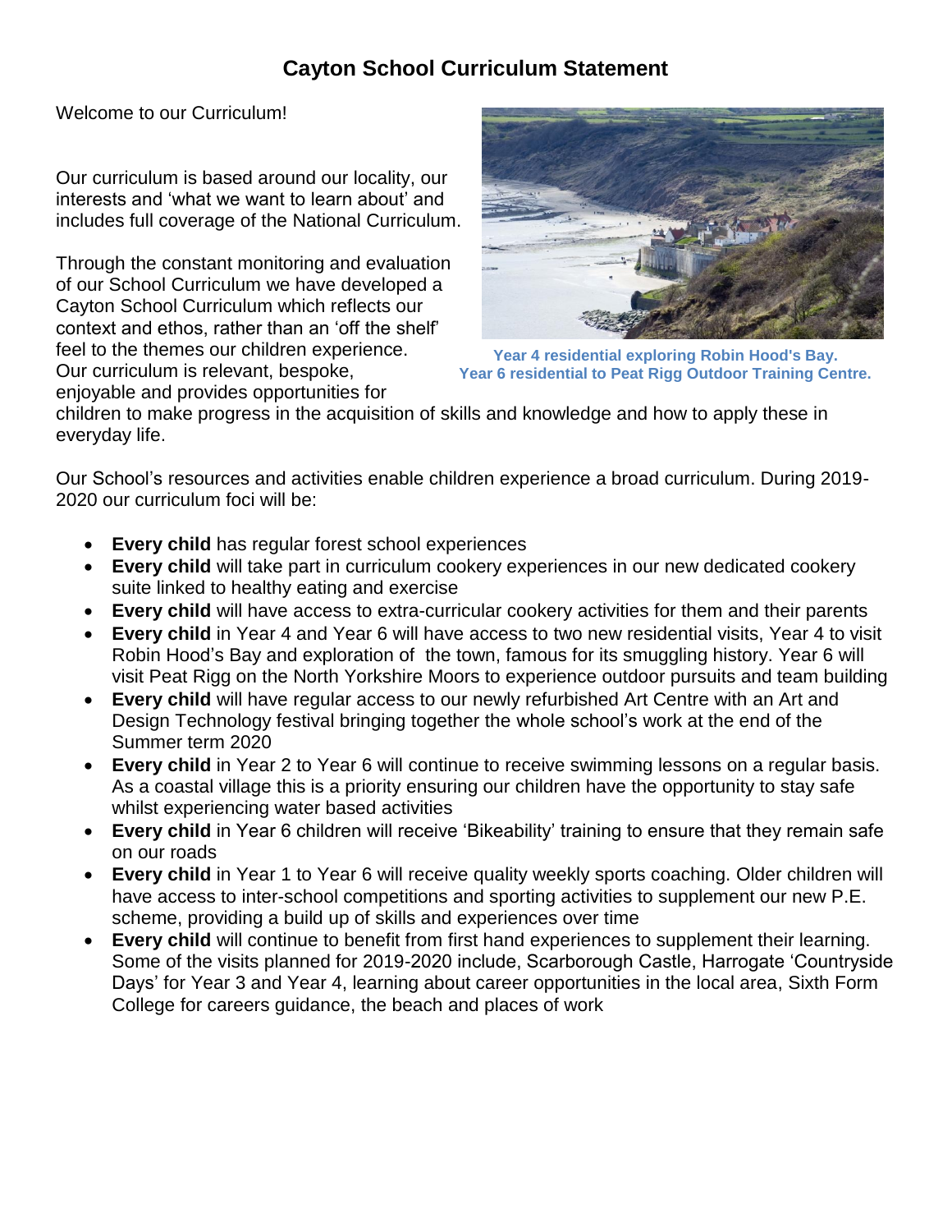# Cayton School Curriculum Statement

Welcome to our Curriculum!

Our curriculum is based around our locality, our interests and 'what we want to learn about' and includes full coverage of the National Curriculum.

Through the constant monitoring and evaluation of our School Curriculum we have developed a Cayton School Curriculum which reflects our context and ethos, rather than an 'off the shelf' feel to the themes our children experience. Our curriculum is relevant, bespoke, enjoyable and provides opportunities for children to make progress in the acquisition of skills and knowledge and how to apply these in everyday life.

**Year 4 residential exploring Robin Hood's Bay.**
**Year 6 residential to Peat Rigg Outdoor Training Centre.**

Our School's resources and activities enable children experience a broad curriculum. During 2019-2020 our curriculum foci will be:

- **Every child** has regular forest school experiences
- **Every child** will take part in curriculum cookery experiences in our new dedicated cookery suite linked to healthy eating and exercise
- **Every child** will have access to extra-curricular cookery activities for them and their parents
- **Every child** in Year 4 and Year 6 will have access to two new residential visits, Year 4 to visit Robin Hood's Bay and exploration of the town, famous for its smuggling history. Year 6 will visit Peat Rigg on the North Yorkshire Moors to experience outdoor pursuits and team building
- **Every child** will have regular access to our newly refurbished Art Centre with an Art and Design Technology festival bringing together the whole school's work at the end of the Summer term 2020
- **Every child** in Year 2 to Year 6 will continue to receive swimming lessons on a regular basis. As a coastal village this is a priority ensuring our children have the opportunity to stay safe whilst experiencing water based activities
- **Every child** in Year 6 children will receive 'Bikeability' training to ensure that they remain safe on our roads
- **Every child** in Year 1 to Year 6 will receive quality weekly sports coaching. Older children will have access to inter-school competitions and sporting activities to supplement our new P.E. scheme, providing a build up of skills and experiences over time
- **Every child** will continue to benefit from first hand experiences to supplement their learning. Some of the visits planned for 2019-2020 include, Scarborough Castle, Harrogate 'Countryside Days' for Year 3 and Year 4, learning about career opportunities in the local area, Sixth Form College for careers guidance, the beach and places of work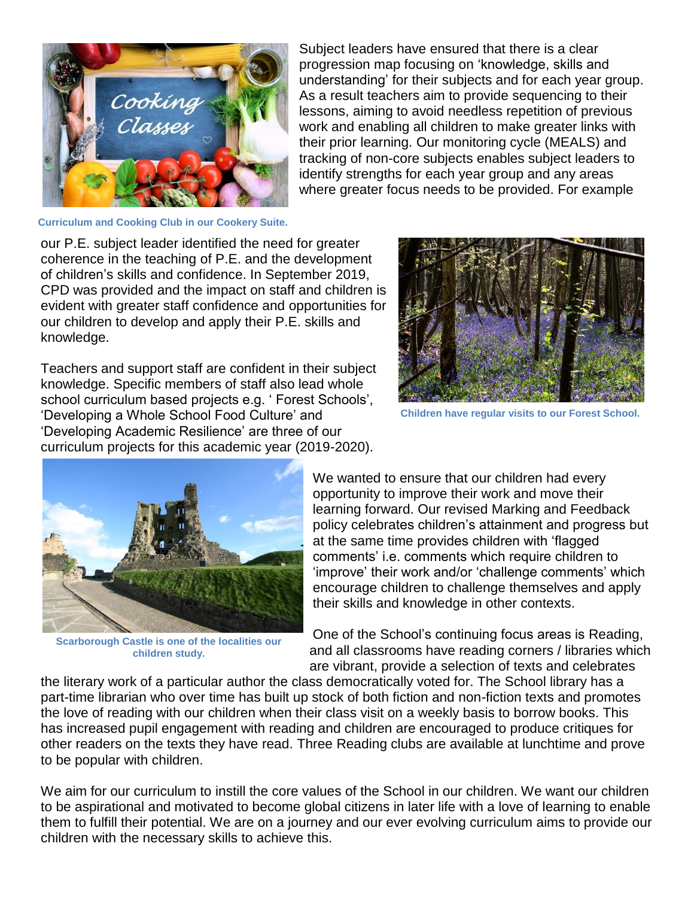Subject leaders have ensured that there is a clear progression map focusing on 'knowledge, skills and understanding' for their subjects and for each year group. As a result teachers aim to provide sequencing to their lessons, aiming to avoid needless repetition of previous work and enabling all children to make greater links with their prior learning. Our monitoring cycle (MEALS) and tracking of non-core subjects enables subject leaders to identify strengths for each year group and any areas where greater focus needs to be provided. For example our P.E. subject leader identified the need for greater coherence in the teaching of P.E. and the development of children's skills and confidence. In September 2019, CPD was provided and the impact on staff and children is evident with greater staff confidence and opportunities for our children to develop and apply their P.E. skills and knowledge.

Curriculum and Cooking Club in our Cookery Suite.

Teachers and support staff are confident in their subject knowledge. Specific members of staff also lead whole school curriculum based projects e.g. ' Forest Schools', 'Developing a Whole School Food Culture' and 'Developing Academic Resilience' are three of our curriculum projects for this academic year (2019-2020).

Children have regular visits to our Forest School.

We wanted to ensure that our children had every opportunity to improve their work and move their learning forward. Our revised Marking and Feedback policy celebrates children's attainment and progress but at the same time provides children with 'flagged comments' i.e. comments which require children to 'improve' their work and/or 'challenge comments' which encourage children to challenge themselves and apply their skills and knowledge in other contexts.

Scarborough Castle is one of the localities our children study.

One of the School's continuing focus areas is Reading, and all classrooms have reading corners / libraries which are vibrant, provide a selection of texts and celebrates the literary work of a particular author the class democratically voted for. The School library has a part-time librarian who over time has built up stock of both fiction and non-fiction texts and promotes the love of reading with our children when their class visit on a weekly basis to borrow books. This has increased pupil engagement with reading and children are encouraged to produce critiques for other readers on the texts they have read. Three Reading clubs are available at lunchtime and prove to be popular with children.

We aim for our curriculum to instill the core values of the School in our children. We want our children to be aspirational and motivated to become global citizens in later life with a love of learning to enable them to fulfill their potential. We are on a journey and our ever evolving curriculum aims to provide our children with the necessary skills to achieve this.